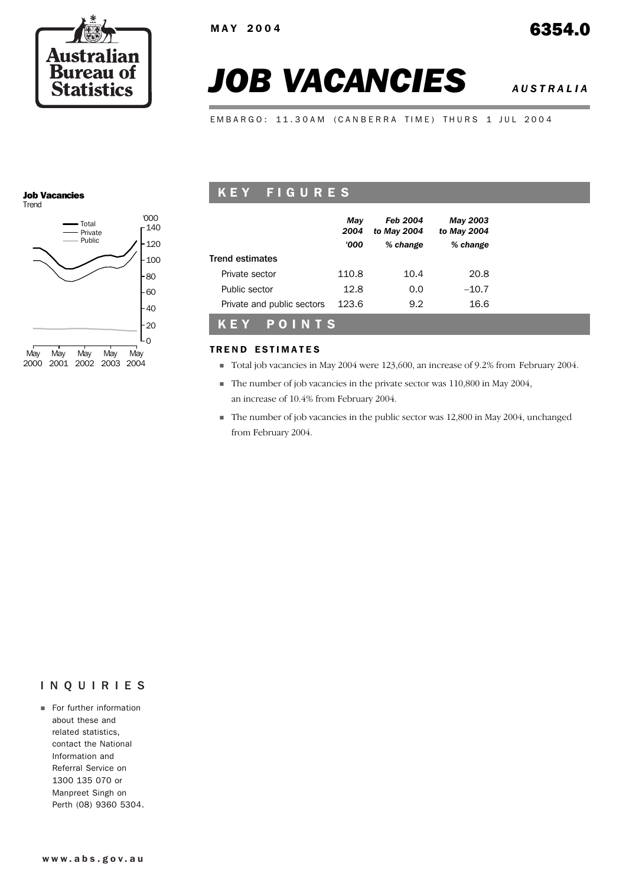MAY 2004

6354.0

# JOB VACANCIES

*AUSTRALIA*

EMBARGO: 11.30AM (CANBERRA TIME) THURS 1 JUL 2004

**Job Vacancies**
Trend

## KEY FIGURES

| | *May 2004* | *Feb 2004 to May 2004* | *May 2003 to May 2004* |
|---|---|---|---|
| | *'000* | *% change* | *% change* |
| Trend estimates | | | |
| Private sector | 110.8 | 10.4 | 20.8 |
| Public sector | 12.8 | 0.0 | –10.7 |
| Private and public sectors | 123.6 | 9.2 | 16.6 |

## KEY POINTS

### TREND ESTIMATES

- Total job vacancies in May 2004 were 123,600, an increase of 9.2% from February 2004.
- The number of job vacancies in the private sector was 110,800 in May 2004, an increase of 10.4% from February 2004.
- The number of job vacancies in the public sector was 12,800 in May 2004, unchanged from February 2004.

## INQUIRIES

- For further information about these and related statistics, contact the National Information and Referral Service on 1300 135 070 or Manpreet Singh on Perth (08) 9360 5304.

www.abs.gov.au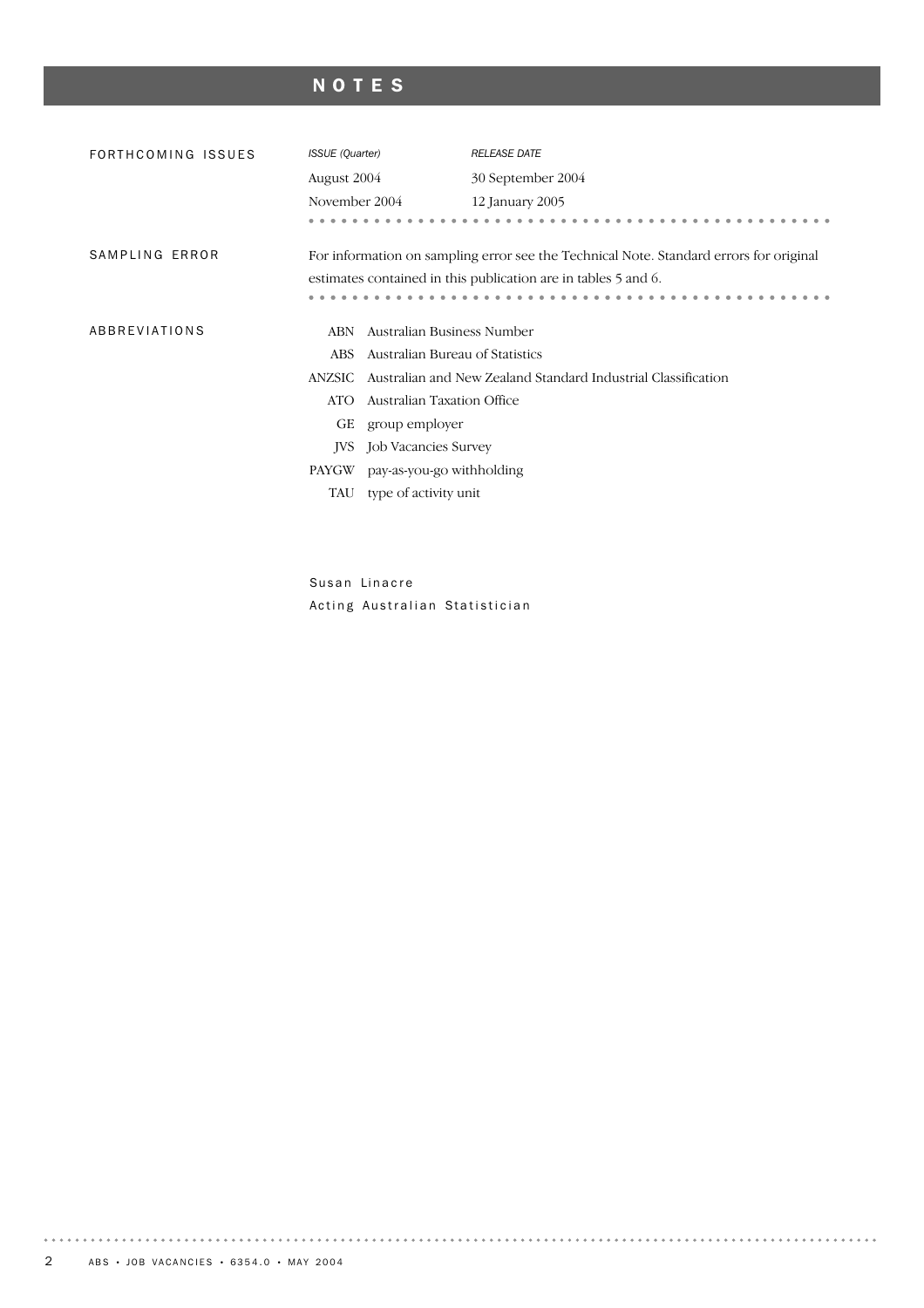# NOTES

## FORTHCOMING ISSUES

| *ISSUE (Quarter)* | *RELEASE DATE* |
|---|---|
| August 2004 | 30 September 2004 |
| November 2004 | 12 January 2005 |

## SAMPLING ERROR

For information on sampling error see the Technical Note. Standard errors for original estimates contained in this publication are in tables 5 and 6.

## ABBREVIATIONS

| | |
|---|---|
| ABN | Australian Business Number |
| ABS | Australian Bureau of Statistics |
| ANZSIC | Australian and New Zealand Standard Industrial Classification |
| ATO | Australian Taxation Office |
| GE | group employer |
| JVS | Job Vacancies Survey |
| PAYGW | pay-as-you-go withholding |
| TAU | type of activity unit |

Susan Linacre
Acting Australian Statistician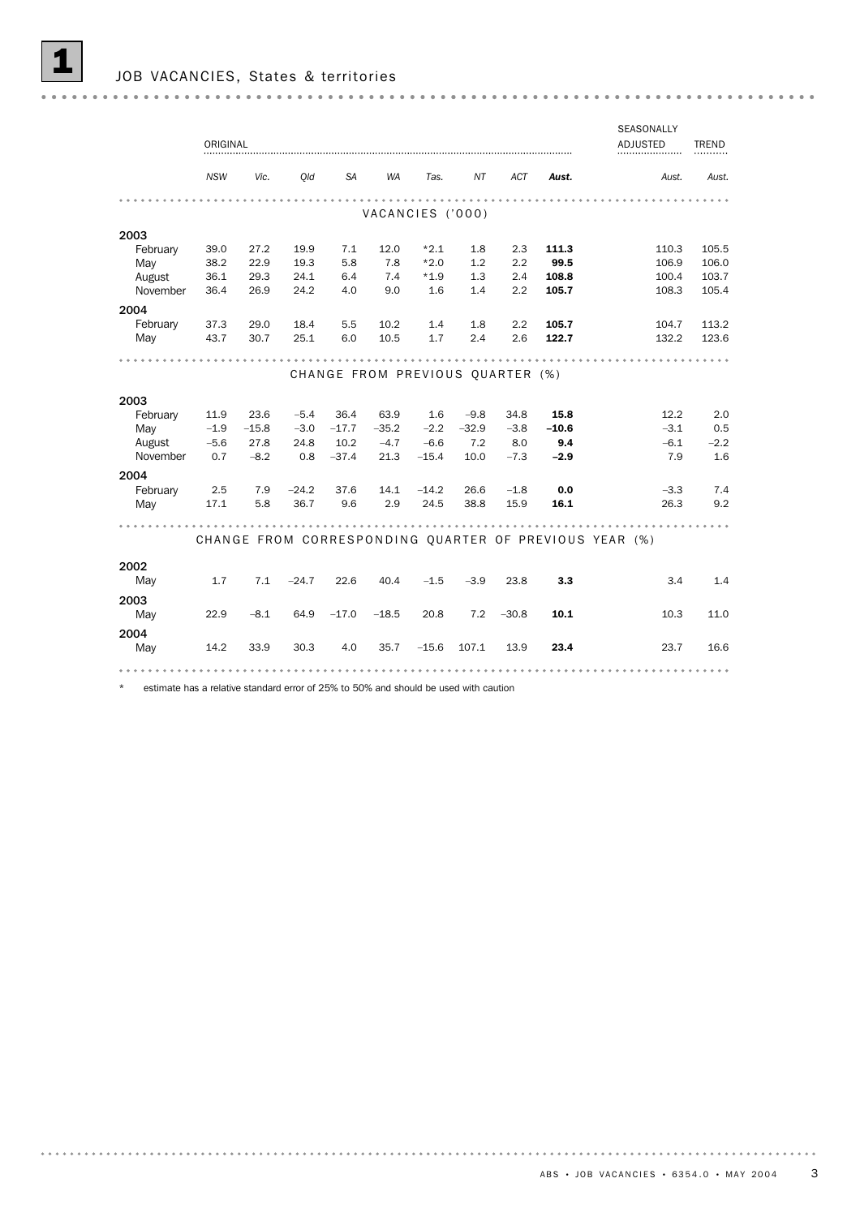# 1 JOB VACANCIES, States & territories

| | ORIGINAL | | | | | | | | | SEASONALLY ADJUSTED | TREND |
|---|---|---|---|---|---|---|---|---|---|---|---|
| | *NSW* | *Vic.* | *Qld* | *SA* | *WA* | *Tas.* | *NT* | *ACT* | ***Aust.*** | *Aust.* | *Aust.* |
| **VACANCIES ('000)** | | | | | | | | | | | |
| **2003** | | | | | | | | | | | |
| February | 39.0 | 27.2 | 19.9 | 7.1 | 12.0 | *2.1 | 1.8 | 2.3 | **111.3** | 110.3 | 105.5 |
| May | 38.2 | 22.9 | 19.3 | 5.8 | 7.8 | *2.0 | 1.2 | 2.2 | **99.5** | 106.9 | 106.0 |
| August | 36.1 | 29.3 | 24.1 | 6.4 | 7.4 | *1.9 | 1.3 | 2.4 | **108.8** | 100.4 | 103.7 |
| November | 36.4 | 26.9 | 24.2 | 4.0 | 9.0 | 1.6 | 1.4 | 2.2 | **105.7** | 108.3 | 105.4 |
| **2004** | | | | | | | | | | | |
| February | 37.3 | 29.0 | 18.4 | 5.5 | 10.2 | 1.4 | 1.8 | 2.2 | **105.7** | 104.7 | 113.2 |
| May | 43.7 | 30.7 | 25.1 | 6.0 | 10.5 | 1.7 | 2.4 | 2.6 | **122.7** | 132.2 | 123.6 |
| **CHANGE FROM PREVIOUS QUARTER (%)** | | | | | | | | | | | |
| **2003** | | | | | | | | | | | |
| February | 11.9 | 23.6 | –5.4 | 36.4 | 63.9 | 1.6 | –9.8 | 34.8 | **15.8** | 12.2 | 2.0 |
| May | –1.9 | –15.8 | –3.0 | –17.7 | –35.2 | –2.2 | –32.9 | –3.8 | **–10.6** | –3.1 | 0.5 |
| August | –5.6 | 27.8 | 24.8 | 10.2 | –4.7 | –6.6 | 7.2 | 8.0 | **9.4** | –6.1 | –2.2 |
| November | 0.7 | –8.2 | 0.8 | –37.4 | 21.3 | –15.4 | 10.0 | –7.3 | **–2.9** | 7.9 | 1.6 |
| **2004** | | | | | | | | | | | |
| February | 2.5 | 7.9 | –24.2 | 37.6 | 14.1 | –14.2 | 26.6 | –1.8 | **0.0** | –3.3 | 7.4 |
| May | 17.1 | 5.8 | 36.7 | 9.6 | 2.9 | 24.5 | 38.8 | 15.9 | **16.1** | 26.3 | 9.2 |
| **CHANGE FROM CORRESPONDING QUARTER OF PREVIOUS YEAR (%)** | | | | | | | | | | | |
| **2002** | | | | | | | | | | | |
| May | 1.7 | 7.1 | –24.7 | 22.6 | 40.4 | –1.5 | –3.9 | 23.8 | **3.3** | 3.4 | 1.4 |
| **2003** | | | | | | | | | | | |
| May | 22.9 | –8.1 | 64.9 | –17.0 | –18.5 | 20.8 | 7.2 | –30.8 | **10.1** | 10.3 | 11.0 |
| **2004** | | | | | | | | | | | |
| May | 14.2 | 33.9 | 30.3 | 4.0 | 35.7 | –15.6 | 107.1 | 13.9 | **23.4** | 23.7 | 16.6 |

\* estimate has a relative standard error of 25% to 50% and should be used with caution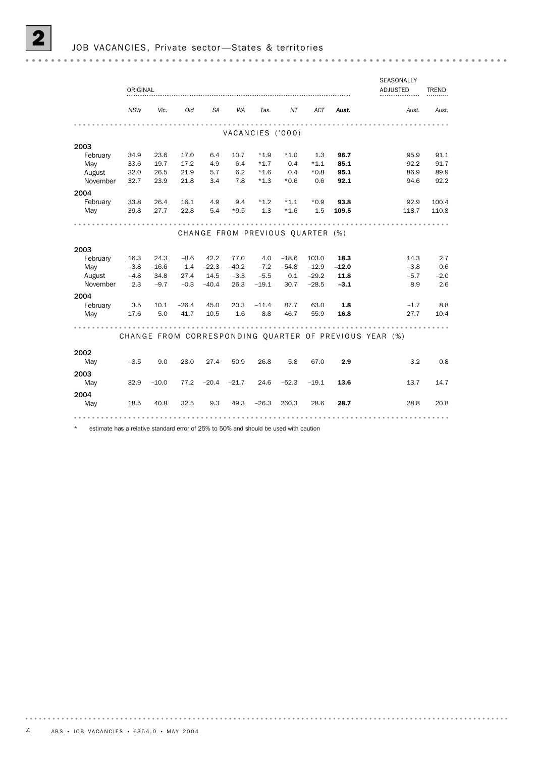## 2 JOB VACANCIES, Private sector—States & territories

| | ORIGINAL | | | | | | | | | SEASONALLY ADJUSTED | TREND |
|---|---|---|---|---|---|---|---|---|---|---|---|
| | *NSW* | *Vic.* | *Qld* | *SA* | *WA* | *Tas.* | *NT* | *ACT* | ***Aust.*** | *Aust.* | *Aust.* |
| | | | | | VACANCIES ('000) | | | | | | |
| **2003** | | | | | | | | | | | |
| February | 34.9 | 23.6 | 17.0 | 6.4 | 10.7 | *1.9 | *1.0 | 1.3 | **96.7** | 95.9 | 91.1 |
| May | 33.6 | 19.7 | 17.2 | 4.9 | 6.4 | *1.7 | 0.4 | *1.1 | **85.1** | 92.2 | 91.7 |
| August | 32.0 | 26.5 | 21.9 | 5.7 | 6.2 | *1.6 | 0.4 | *0.8 | **95.1** | 86.9 | 89.9 |
| November | 32.7 | 23.9 | 21.8 | 3.4 | 7.8 | *1.3 | *0.6 | 0.6 | **92.1** | 94.6 | 92.2 |
| **2004** | | | | | | | | | | | |
| February | 33.8 | 26.4 | 16.1 | 4.9 | 9.4 | *1.2 | *1.1 | *0.9 | **93.8** | 92.9 | 100.4 |
| May | 39.8 | 27.7 | 22.8 | 5.4 | *9.5 | 1.3 | *1.6 | 1.5 | **109.5** | 118.7 | 110.8 |
| | | | | | CHANGE FROM PREVIOUS QUARTER (%) | | | | | | |
| **2003** | | | | | | | | | | | |
| February | 16.3 | 24.3 | −8.6 | 42.2 | 77.0 | 4.0 | −18.6 | 103.0 | **18.3** | 14.3 | 2.7 |
| May | −3.8 | −16.6 | 1.4 | −22.3 | −40.2 | −7.2 | −54.8 | −12.9 | **−12.0** | −3.8 | 0.6 |
| August | −4.8 | 34.8 | 27.4 | 14.5 | −3.3 | −5.5 | 0.1 | −29.2 | **11.8** | −5.7 | −2.0 |
| November | 2.3 | −9.7 | −0.3 | −40.4 | 26.3 | −19.1 | 30.7 | −28.5 | **−3.1** | 8.9 | 2.6 |
| **2004** | | | | | | | | | | | |
| February | 3.5 | 10.1 | −26.4 | 45.0 | 20.3 | −11.4 | 87.7 | 63.0 | **1.8** | −1.7 | 8.8 |
| May | 17.6 | 5.0 | 41.7 | 10.5 | 1.6 | 8.8 | 46.7 | 55.9 | **16.8** | 27.7 | 10.4 |
| | | | | | CHANGE FROM CORRESPONDING QUARTER OF PREVIOUS YEAR (%) | | | | | | |
| **2002** | | | | | | | | | | | |
| May | −3.5 | 9.0 | −28.0 | 27.4 | 50.9 | 26.8 | 5.8 | 67.0 | **2.9** | 3.2 | 0.8 |
| **2003** | | | | | | | | | | | |
| May | 32.9 | −10.0 | 77.2 | −20.4 | −21.7 | 24.6 | −52.3 | −19.1 | **13.6** | 13.7 | 14.7 |
| **2004** | | | | | | | | | | | |
| May | 18.5 | 40.8 | 32.5 | 9.3 | 49.3 | −26.3 | 260.3 | 28.6 | **28.7** | 28.8 | 20.8 |

\* estimate has a relative standard error of 25% to 50% and should be used with caution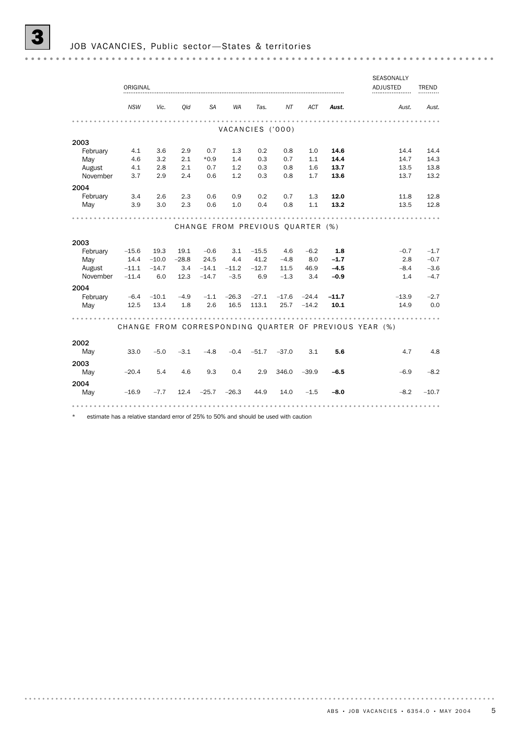# 3 JOB VACANCIES, Public sector—States & territories

| | ORIGINAL | | | | | | | | | SEASONALLY ADJUSTED | TREND |
|---|---|---|---|---|---|---|---|---|---|---|---|
| | *NSW* | *Vic.* | *Qld* | *SA* | *WA* | *Tas.* | *NT* | *ACT* | ***Aust.*** | *Aust.* | *Aust.* |
| | | | | | | VACANCIES ('000) | | | | | |
| **2003** | | | | | | | | | | | |
| February | 4.1 | 3.6 | 2.9 | 0.7 | 1.3 | 0.2 | 0.8 | 1.0 | **14.6** | 14.4 | 14.4 |
| May | 4.6 | 3.2 | 2.1 | *0.9 | 1.4 | 0.3 | 0.7 | 1.1 | **14.4** | 14.7 | 14.3 |
| August | 4.1 | 2.8 | 2.1 | 0.7 | 1.2 | 0.3 | 0.8 | 1.6 | **13.7** | 13.5 | 13.8 |
| November | 3.7 | 2.9 | 2.4 | 0.6 | 1.2 | 0.3 | 0.8 | 1.7 | **13.6** | 13.7 | 13.2 |
| **2004** | | | | | | | | | | | |
| February | 3.4 | 2.6 | 2.3 | 0.6 | 0.9 | 0.2 | 0.7 | 1.3 | **12.0** | 11.8 | 12.8 |
| May | 3.9 | 3.0 | 2.3 | 0.6 | 1.0 | 0.4 | 0.8 | 1.1 | **13.2** | 13.5 | 12.8 |
| | | | | | | CHANGE FROM PREVIOUS QUARTER (%) | | | | | |
| **2003** | | | | | | | | | | | |
| February | −15.6 | 19.3 | 19.1 | −0.6 | 3.1 | −15.5 | 4.6 | −6.2 | **1.8** | −0.7 | −1.7 |
| May | 14.4 | −10.0 | −28.8 | 24.5 | 4.4 | 41.2 | −4.8 | 8.0 | **−1.7** | 2.8 | −0.7 |
| August | −11.1 | −14.7 | 3.4 | −14.1 | −11.2 | −12.7 | 11.5 | 46.9 | **−4.5** | −8.4 | −3.6 |
| November | −11.4 | 6.0 | 12.3 | −14.7 | −3.5 | 6.9 | −1.3 | 3.4 | **−0.9** | 1.4 | −4.7 |
| **2004** | | | | | | | | | | | |
| February | −6.4 | −10.1 | −4.9 | −1.1 | −26.3 | −27.1 | −17.6 | −24.4 | **−11.7** | −13.9 | −2.7 |
| May | 12.5 | 13.4 | 1.8 | 2.6 | 16.5 | 113.1 | 25.7 | −14.2 | **10.1** | 14.9 | 0.0 |
| | | | | | | CHANGE FROM CORRESPONDING QUARTER OF PREVIOUS YEAR (%) | | | | | |
| **2002** | | | | | | | | | | | |
| May | 33.0 | −5.0 | −3.1 | −4.8 | −0.4 | −51.7 | −37.0 | 3.1 | **5.6** | 4.7 | 4.8 |
| **2003** | | | | | | | | | | | |
| May | −20.4 | 5.4 | 4.6 | 9.3 | 0.4 | 2.9 | 346.0 | −39.9 | **−6.5** | −6.9 | −8.2 |
| **2004** | | | | | | | | | | | |
| May | −16.9 | −7.7 | 12.4 | −25.7 | −26.3 | 44.9 | 14.0 | −1.5 | **−8.0** | −8.2 | −10.7 |

\* estimate has a relative standard error of 25% to 50% and should be used with caution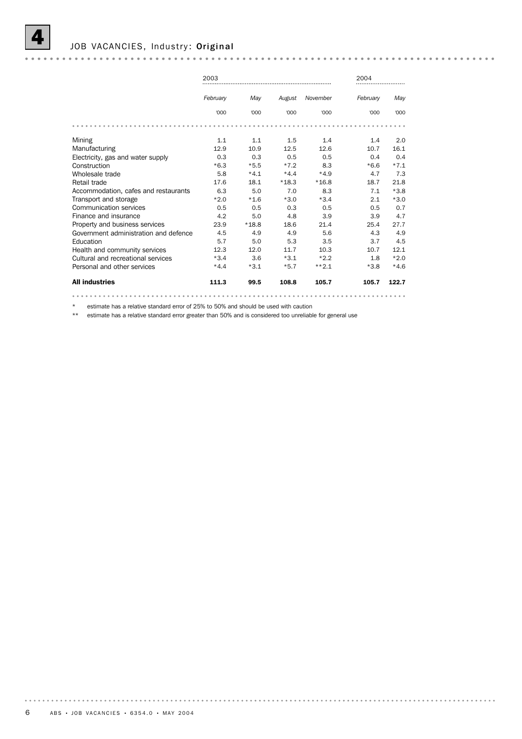# 4 JOB VACANCIES, Industry: **Original**

| | 2003 | | | | 2004 | |
|---|---|---|---|---|---|---|
| | *February* | *May* | *August* | *November* | *February* | *May* |
| | '000 | '000 | '000 | '000 | '000 | '000 |
| Mining | 1.1 | 1.1 | 1.5 | 1.4 | 1.4 | 2.0 |
| Manufacturing | 12.9 | 10.9 | 12.5 | 12.6 | 10.7 | 16.1 |
| Electricity, gas and water supply | 0.3 | 0.3 | 0.5 | 0.5 | 0.4 | 0.4 |
| Construction | *6.3 | *5.5 | *7.2 | 8.3 | *6.6 | *7.1 |
| Wholesale trade | 5.8 | *4.1 | *4.4 | *4.9 | 4.7 | 7.3 |
| Retail trade | 17.6 | 18.1 | *18.3 | *16.8 | 18.7 | 21.8 |
| Accommodation, cafes and restaurants | 6.3 | 5.0 | 7.0 | 8.3 | 7.1 | *3.8 |
| Transport and storage | *2.0 | *1.6 | *3.0 | *3.4 | 2.1 | *3.0 |
| Communication services | 0.5 | 0.5 | 0.3 | 0.5 | 0.5 | 0.7 |
| Finance and insurance | 4.2 | 5.0 | 4.8 | 3.9 | 3.9 | 4.7 |
| Property and business services | 23.9 | *18.8 | 18.6 | 21.4 | 25.4 | 27.7 |
| Government administration and defence | 4.5 | 4.9 | 4.9 | 5.6 | 4.3 | 4.9 |
| Education | 5.7 | 5.0 | 5.3 | 3.5 | 3.7 | 4.5 |
| Health and community services | 12.3 | 12.0 | 11.7 | 10.3 | 10.7 | 12.1 |
| Cultural and recreational services | *3.4 | 3.6 | *3.1 | *2.2 | 1.8 | *2.0 |
| Personal and other services | *4.4 | *3.1 | *5.7 | **2.1 | *3.8 | *4.6 |
| **All industries** | **111.3** | **99.5** | **108.8** | **105.7** | **105.7** | **122.7** |

\* estimate has a relative standard error of 25% to 50% and should be used with caution

** estimate has a relative standard error greater than 50% and is considered too unreliable for general use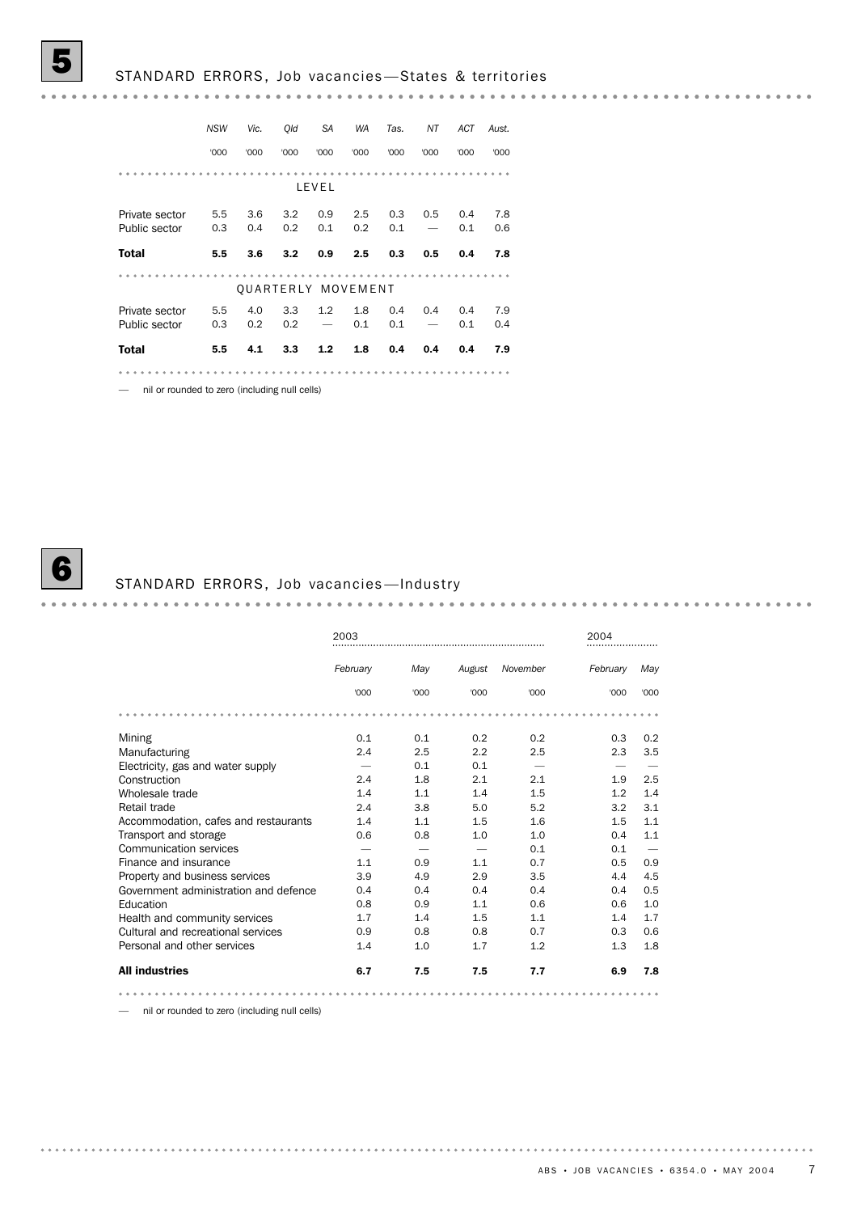## 5 STANDARD ERRORS, Job vacancies—States & territories

| | NSW | Vic. | Qld | SA | WA | Tas. | NT | ACT | Aust. |
|---|---|---|---|---|---|---|---|---|---|
| | '000 | '000 | '000 | '000 | '000 | '000 | '000 | '000 | '000 |
| **LEVEL** | | | | | | | | | |
| Private sector | 5.5 | 3.6 | 3.2 | 0.9 | 2.5 | 0.3 | 0.5 | 0.4 | 7.8 |
| Public sector | 0.3 | 0.4 | 0.2 | 0.1 | 0.2 | 0.1 | — | 0.1 | 0.6 |
| **Total** | **5.5** | **3.6** | **3.2** | **0.9** | **2.5** | **0.3** | **0.5** | **0.4** | **7.8** |
| **QUARTERLY MOVEMENT** | | | | | | | | | |
| Private sector | 5.5 | 4.0 | 3.3 | 1.2 | 1.8 | 0.4 | 0.4 | 0.4 | 7.9 |
| Public sector | 0.3 | 0.2 | 0.2 | — | 0.1 | 0.1 | — | 0.1 | 0.4 |
| **Total** | **5.5** | **4.1** | **3.3** | **1.2** | **1.8** | **0.4** | **0.4** | **0.4** | **7.9** |

— nil or rounded to zero (including null cells)

## 6 STANDARD ERRORS, Job vacancies—Industry

| | 2003 | | | | 2004 | |
|---|---|---|---|---|---|---|
| | February | May | August | November | February | May |
| | '000 | '000 | '000 | '000 | '000 | '000 |
| Mining | 0.1 | 0.1 | 0.2 | 0.2 | 0.3 | 0.2 |
| Manufacturing | 2.4 | 2.5 | 2.2 | 2.5 | 2.3 | 3.5 |
| Electricity, gas and water supply | — | 0.1 | 0.1 | — | — | — |
| Construction | 2.4 | 1.8 | 2.1 | 2.1 | 1.9 | 2.5 |
| Wholesale trade | 1.4 | 1.1 | 1.4 | 1.5 | 1.2 | 1.4 |
| Retail trade | 2.4 | 3.8 | 5.0 | 5.2 | 3.2 | 3.1 |
| Accommodation, cafes and restaurants | 1.4 | 1.1 | 1.5 | 1.6 | 1.5 | 1.1 |
| Transport and storage | 0.6 | 0.8 | 1.0 | 1.0 | 0.4 | 1.1 |
| Communication services | — | — | — | 0.1 | 0.1 | — |
| Finance and insurance | 1.1 | 0.9 | 1.1 | 0.7 | 0.5 | 0.9 |
| Property and business services | 3.9 | 4.9 | 2.9 | 3.5 | 4.4 | 4.5 |
| Government administration and defence | 0.4 | 0.4 | 0.4 | 0.4 | 0.4 | 0.5 |
| Education | 0.8 | 0.9 | 1.1 | 0.6 | 0.6 | 1.0 |
| Health and community services | 1.7 | 1.4 | 1.5 | 1.1 | 1.4 | 1.7 |
| Cultural and recreational services | 0.9 | 0.8 | 0.8 | 0.7 | 0.3 | 0.6 |
| Personal and other services | 1.4 | 1.0 | 1.7 | 1.2 | 1.3 | 1.8 |
| **All industries** | **6.7** | **7.5** | **7.5** | **7.7** | **6.9** | **7.8** |

— nil or rounded to zero (including null cells)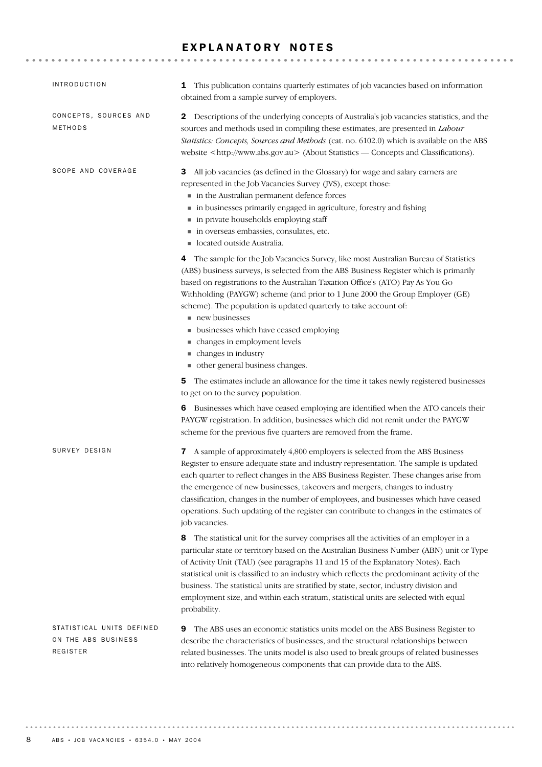# EXPLANATORY NOTES

## INTRODUCTION

**1** This publication contains quarterly estimates of job vacancies based on information obtained from a sample survey of employers.

## CONCEPTS, SOURCES AND METHODS

**2** Descriptions of the underlying concepts of Australia's job vacancies statistics, and the sources and methods used in compiling these estimates, are presented in *Labour Statistics: Concepts, Sources and Methods* (cat. no. 6102.0) which is available on the ABS website <http://www.abs.gov.au> (About Statistics — Concepts and Classifications).

## SCOPE AND COVERAGE

**3** All job vacancies (as defined in the Glossary) for wage and salary earners are represented in the Job Vacancies Survey (JVS), except those:

- in the Australian permanent defence forces
- in businesses primarily engaged in agriculture, forestry and fishing
- in private households employing staff
- in overseas embassies, consulates, etc.
- located outside Australia.

**4** The sample for the Job Vacancies Survey, like most Australian Bureau of Statistics (ABS) business surveys, is selected from the ABS Business Register which is primarily based on registrations to the Australian Taxation Office's (ATO) Pay As You Go Withholding (PAYGW) scheme (and prior to 1 June 2000 the Group Employer (GE) scheme). The population is updated quarterly to take account of:

- new businesses
- businesses which have ceased employing
- changes in employment levels
- changes in industry
- other general business changes.

**5** The estimates include an allowance for the time it takes newly registered businesses to get on to the survey population.

**6** Businesses which have ceased employing are identified when the ATO cancels their PAYGW registration. In addition, businesses which did not remit under the PAYGW scheme for the previous five quarters are removed from the frame.

## SURVEY DESIGN

**7** A sample of approximately 4,800 employers is selected from the ABS Business Register to ensure adequate state and industry representation. The sample is updated each quarter to reflect changes in the ABS Business Register. These changes arise from the emergence of new businesses, takeovers and mergers, changes to industry classification, changes in the number of employees, and businesses which have ceased operations. Such updating of the register can contribute to changes in the estimates of job vacancies.

**8** The statistical unit for the survey comprises all the activities of an employer in a particular state or territory based on the Australian Business Number (ABN) unit or Type of Activity Unit (TAU) (see paragraphs 11 and 15 of the Explanatory Notes). Each statistical unit is classified to an industry which reflects the predominant activity of the business. The statistical units are stratified by state, sector, industry division and employment size, and within each stratum, statistical units are selected with equal probability.

## STATISTICAL UNITS DEFINED ON THE ABS BUSINESS REGISTER

**9** The ABS uses an economic statistics units model on the ABS Business Register to describe the characteristics of businesses, and the structural relationships between related businesses. The units model is also used to break groups of related businesses into relatively homogeneous components that can provide data to the ABS.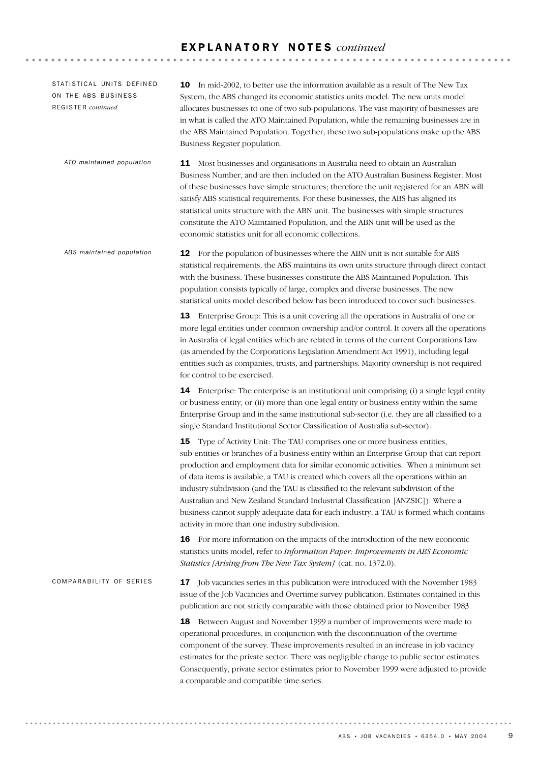## EXPLANATORY NOTES *continued*

### STATISTICAL UNITS DEFINED ON THE ABS BUSINESS REGISTER *continued*

**10** In mid-2002, to better use the information available as a result of The New Tax System, the ABS changed its economic statistics units model. The new units model allocates businesses to one of two sub-populations. The vast majority of businesses are in what is called the ATO Maintained Population, while the remaining businesses are in the ABS Maintained Population. Together, these two sub-populations make up the ABS Business Register population.

#### *ATO maintained population*

**11** Most businesses and organisations in Australia need to obtain an Australian Business Number, and are then included on the ATO Australian Business Register. Most of these businesses have simple structures; therefore the unit registered for an ABN will satisfy ABS statistical requirements. For these businesses, the ABS has aligned its statistical units structure with the ABN unit. The businesses with simple structures constitute the ATO Maintained Population, and the ABN unit will be used as the economic statistics unit for all economic collections.

#### *ABS maintained population*

**12** For the population of businesses where the ABN unit is not suitable for ABS statistical requirements, the ABS maintains its own units structure through direct contact with the business. These businesses constitute the ABS Maintained Population. This population consists typically of large, complex and diverse businesses. The new statistical units model described below has been introduced to cover such businesses.

**13** Enterprise Group: This is a unit covering all the operations in Australia of one or more legal entities under common ownership and/or control. It covers all the operations in Australia of legal entities which are related in terms of the current Corporations Law (as amended by the Corporations Legislation Amendment Act 1991), including legal entities such as companies, trusts, and partnerships. Majority ownership is not required for control to be exercised.

**14** Enterprise: The enterprise is an institutional unit comprising (i) a single legal entity or business entity, or (ii) more than one legal entity or business entity within the same Enterprise Group and in the same institutional sub-sector (i.e. they are all classified to a single Standard Institutional Sector Classification of Australia sub-sector).

**15** Type of Activity Unit: The TAU comprises one or more business entities, sub-entities or branches of a business entity within an Enterprise Group that can report production and employment data for similar economic activities. When a minimum set of data items is available, a TAU is created which covers all the operations within an industry subdivision (and the TAU is classified to the relevant subdivision of the Australian and New Zealand Standard Industrial Classification [ANZSIC]). Where a business cannot supply adequate data for each industry, a TAU is formed which contains activity in more than one industry subdivision.

**16** For more information on the impacts of the introduction of the new economic statistics units model, refer to *Information Paper: Improvements in ABS Economic Statistics [Arising from The New Tax System]* (cat. no. 1372.0).

### COMPARABILITY OF SERIES

**17** Job vacancies series in this publication were introduced with the November 1983 issue of the Job Vacancies and Overtime survey publication. Estimates contained in this publication are not strictly comparable with those obtained prior to November 1983.

**18** Between August and November 1999 a number of improvements were made to operational procedures, in conjunction with the discontinuation of the overtime component of the survey. These improvements resulted in an increase in job vacancy estimates for the private sector. There was negligible change to public sector estimates. Consequently, private sector estimates prior to November 1999 were adjusted to provide a comparable and compatible time series.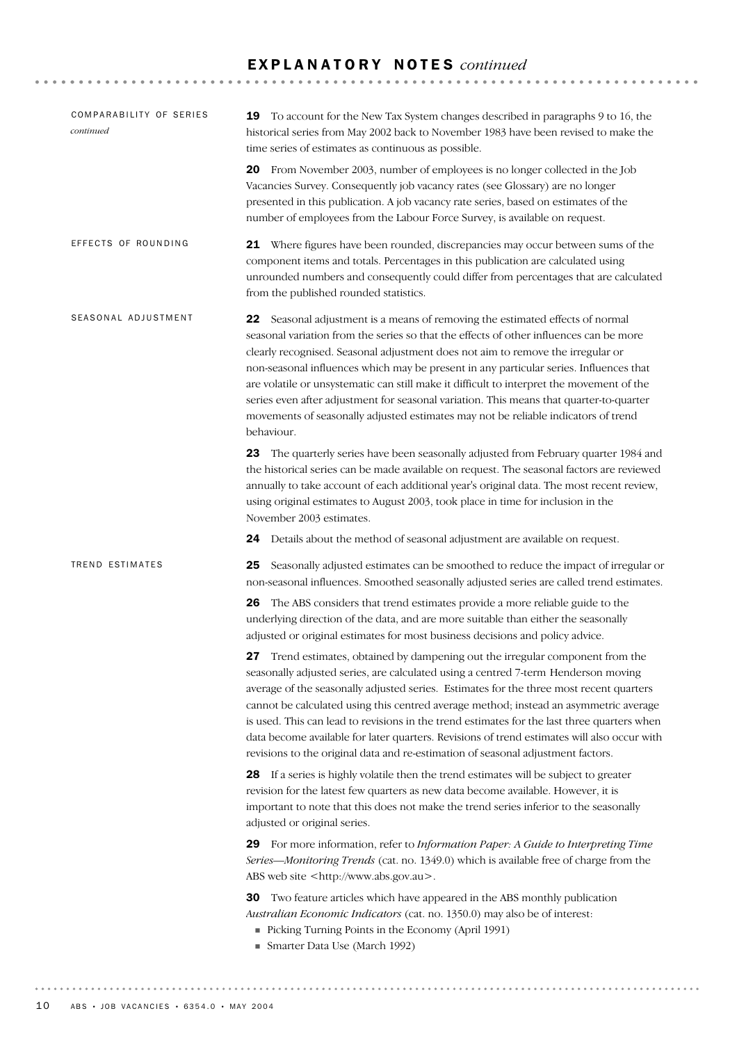# EXPLANATORY NOTES *continued*

## COMPARABILITY OF SERIES *continued*

**19** To account for the New Tax System changes described in paragraphs 9 to 16, the historical series from May 2002 back to November 1983 have been revised to make the time series of estimates as continuous as possible.

**20** From November 2003, number of employees is no longer collected in the Job Vacancies Survey. Consequently job vacancy rates (see Glossary) are no longer presented in this publication. A job vacancy rate series, based on estimates of the number of employees from the Labour Force Survey, is available on request.

## EFFECTS OF ROUNDING

**21** Where figures have been rounded, discrepancies may occur between sums of the component items and totals. Percentages in this publication are calculated using unrounded numbers and consequently could differ from percentages that are calculated from the published rounded statistics.

## SEASONAL ADJUSTMENT

**22** Seasonal adjustment is a means of removing the estimated effects of normal seasonal variation from the series so that the effects of other influences can be more clearly recognised. Seasonal adjustment does not aim to remove the irregular or non-seasonal influences which may be present in any particular series. Influences that are volatile or unsystematic can still make it difficult to interpret the movement of the series even after adjustment for seasonal variation. This means that quarter-to-quarter movements of seasonally adjusted estimates may not be reliable indicators of trend behaviour.

**23** The quarterly series have been seasonally adjusted from February quarter 1984 and the historical series can be made available on request. The seasonal factors are reviewed annually to take account of each additional year's original data. The most recent review, using original estimates to August 2003, took place in time for inclusion in the November 2003 estimates.

**24** Details about the method of seasonal adjustment are available on request.

## TREND ESTIMATES

**25** Seasonally adjusted estimates can be smoothed to reduce the impact of irregular or non-seasonal influences. Smoothed seasonally adjusted series are called trend estimates.

**26** The ABS considers that trend estimates provide a more reliable guide to the underlying direction of the data, and are more suitable than either the seasonally adjusted or original estimates for most business decisions and policy advice.

**27** Trend estimates, obtained by dampening out the irregular component from the seasonally adjusted series, are calculated using a centred 7-term Henderson moving average of the seasonally adjusted series. Estimates for the three most recent quarters cannot be calculated using this centred average method; instead an asymmetric average is used. This can lead to revisions in the trend estimates for the last three quarters when data become available for later quarters. Revisions of trend estimates will also occur with revisions to the original data and re-estimation of seasonal adjustment factors.

**28** If a series is highly volatile then the trend estimates will be subject to greater revision for the latest few quarters as new data become available. However, it is important to note that this does not make the trend series inferior to the seasonally adjusted or original series.

**29** For more information, refer to *Information Paper: A Guide to Interpreting Time Series—Monitoring Trends* (cat. no. 1349.0) which is available free of charge from the ABS web site <http://www.abs.gov.au>.

**30** Two feature articles which have appeared in the ABS monthly publication *Australian Economic Indicators* (cat. no. 1350.0) may also be of interest:

- Picking Turning Points in the Economy (April 1991)
- Smarter Data Use (March 1992)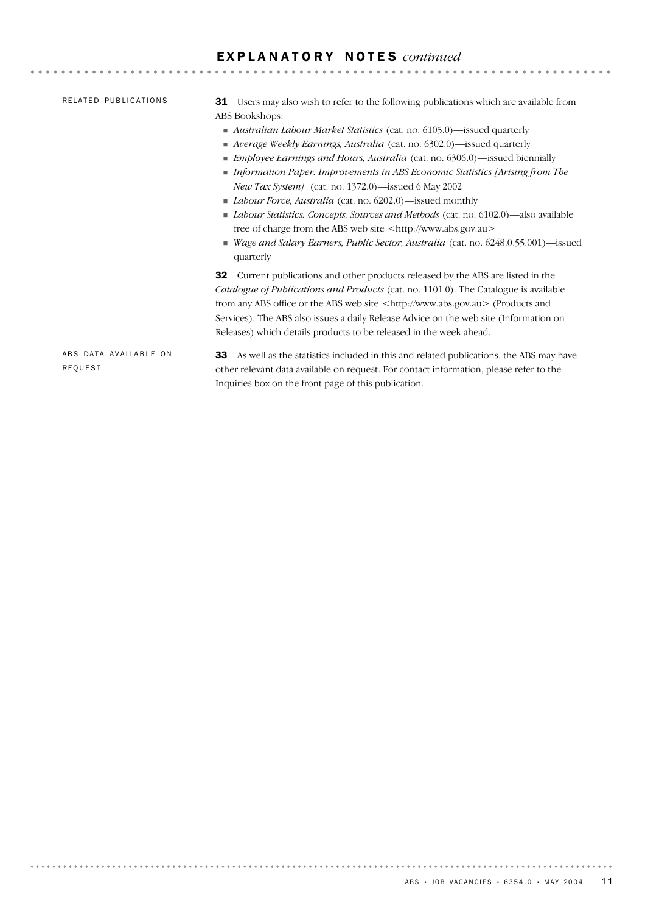## EXPLANATORY NOTES *continued*

### RELATED PUBLICATIONS

**31** Users may also wish to refer to the following publications which are available from ABS Bookshops:

- *Australian Labour Market Statistics* (cat. no. 6105.0)—issued quarterly
- *Average Weekly Earnings, Australia* (cat. no. 6302.0)—issued quarterly
- *Employee Earnings and Hours, Australia* (cat. no. 6306.0)—issued biennially
- *Information Paper: Improvements in ABS Economic Statistics [Arising from The New Tax System]* (cat. no. 1372.0)—issued 6 May 2002
- *Labour Force, Australia* (cat. no. 6202.0)—issued monthly
- *Labour Statistics: Concepts, Sources and Methods* (cat. no. 6102.0)—also available free of charge from the ABS web site <http://www.abs.gov.au>
- *Wage and Salary Earners, Public Sector, Australia* (cat. no. 6248.0.55.001)—issued quarterly

**32** Current publications and other products released by the ABS are listed in the *Catalogue of Publications and Products* (cat. no. 1101.0). The Catalogue is available from any ABS office or the ABS web site <http://www.abs.gov.au> (Products and Services). The ABS also issues a daily Release Advice on the web site (Information on Releases) which details products to be released in the week ahead.

### ABS DATA AVAILABLE ON REQUEST

**33** As well as the statistics included in this and related publications, the ABS may have other relevant data available on request. For contact information, please refer to the Inquiries box on the front page of this publication.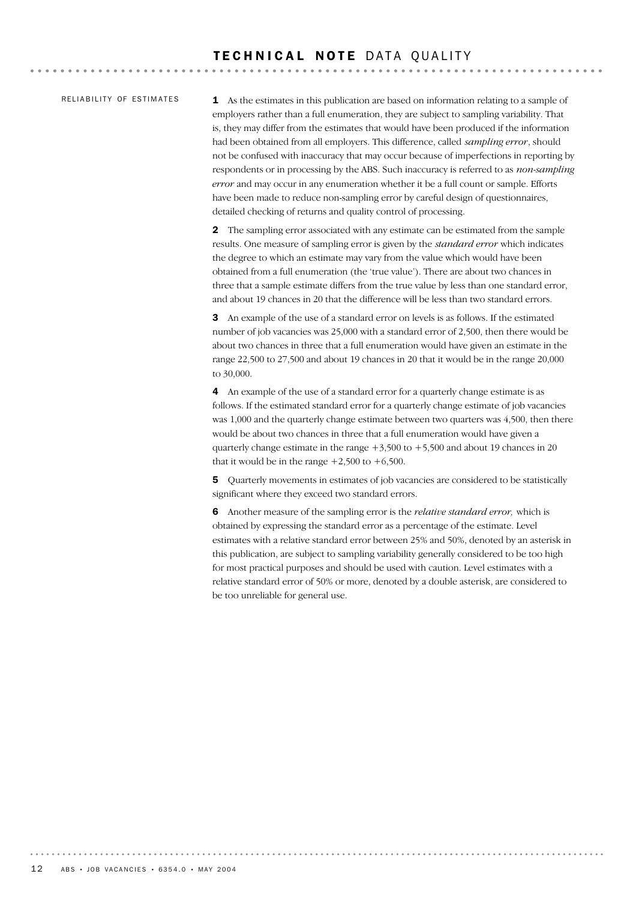# TECHNICAL NOTE DATA QUALITY

## RELIABILITY OF ESTIMATES

**1** As the estimates in this publication are based on information relating to a sample of employers rather than a full enumeration, they are subject to sampling variability. That is, they may differ from the estimates that would have been produced if the information had been obtained from all employers. This difference, called *sampling error*, should not be confused with inaccuracy that may occur because of imperfections in reporting by respondents or in processing by the ABS. Such inaccuracy is referred to as *non-sampling error* and may occur in any enumeration whether it be a full count or sample. Efforts have been made to reduce non-sampling error by careful design of questionnaires, detailed checking of returns and quality control of processing.

**2** The sampling error associated with any estimate can be estimated from the sample results. One measure of sampling error is given by the *standard error* which indicates the degree to which an estimate may vary from the value which would have been obtained from a full enumeration (the 'true value'). There are about two chances in three that a sample estimate differs from the true value by less than one standard error, and about 19 chances in 20 that the difference will be less than two standard errors.

**3** An example of the use of a standard error on levels is as follows. If the estimated number of job vacancies was 25,000 with a standard error of 2,500, then there would be about two chances in three that a full enumeration would have given an estimate in the range 22,500 to 27,500 and about 19 chances in 20 that it would be in the range 20,000 to 30,000.

**4** An example of the use of a standard error for a quarterly change estimate is as follows. If the estimated standard error for a quarterly change estimate of job vacancies was 1,000 and the quarterly change estimate between two quarters was 4,500, then there would be about two chances in three that a full enumeration would have given a quarterly change estimate in the range +3,500 to +5,500 and about 19 chances in 20 that it would be in the range +2,500 to +6,500.

**5** Quarterly movements in estimates of job vacancies are considered to be statistically significant where they exceed two standard errors.

**6** Another measure of the sampling error is the *relative standard error,* which is obtained by expressing the standard error as a percentage of the estimate. Level estimates with a relative standard error between 25% and 50%, denoted by an asterisk in this publication, are subject to sampling variability generally considered to be too high for most practical purposes and should be used with caution. Level estimates with a relative standard error of 50% or more, denoted by a double asterisk, are considered to be too unreliable for general use.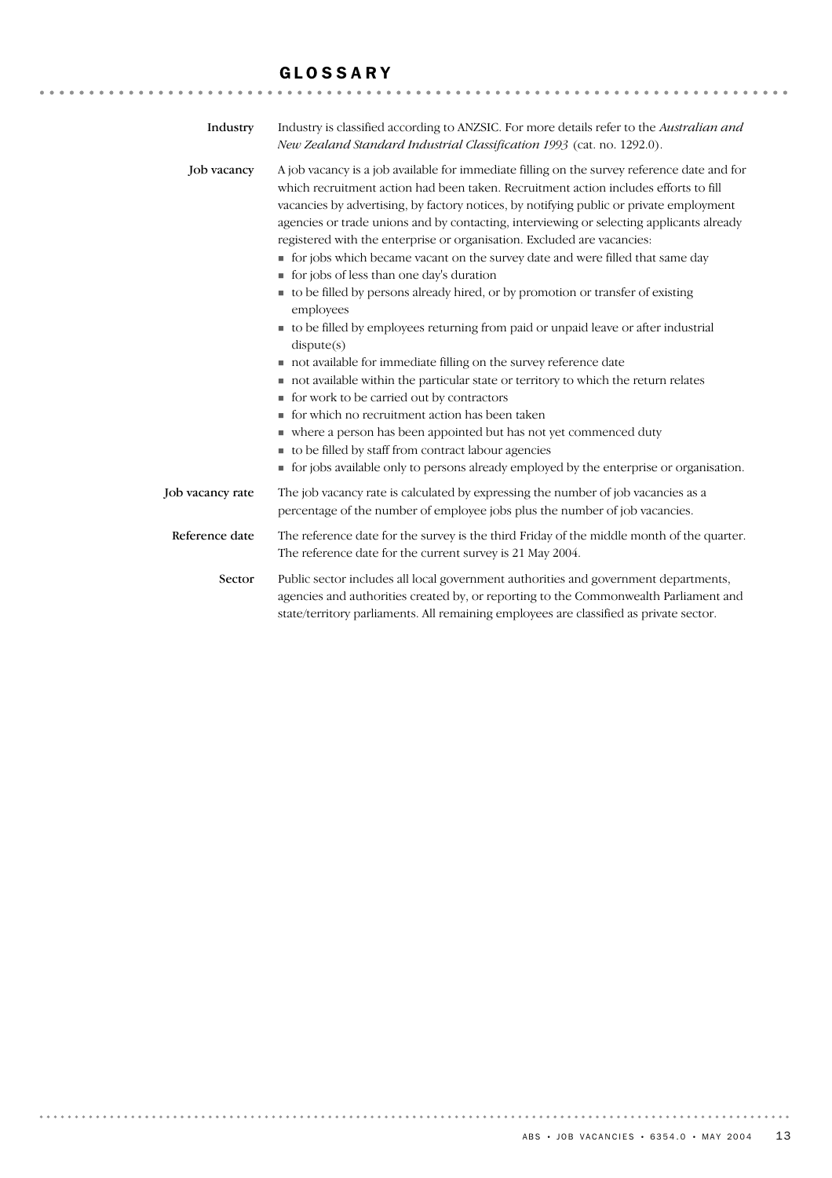# GLOSSARY

**Industry**

Industry is classified according to ANZSIC. For more details refer to the *Australian and New Zealand Standard Industrial Classification 1993* (cat. no. 1292.0).

**Job vacancy**

A job vacancy is a job available for immediate filling on the survey reference date and for which recruitment action had been taken. Recruitment action includes efforts to fill vacancies by advertising, by factory notices, by notifying public or private employment agencies or trade unions and by contacting, interviewing or selecting applicants already registered with the enterprise or organisation. Excluded are vacancies:

- for jobs which became vacant on the survey date and were filled that same day
- for jobs of less than one day's duration
- to be filled by persons already hired, or by promotion or transfer of existing employees
- to be filled by employees returning from paid or unpaid leave or after industrial dispute(s)
- not available for immediate filling on the survey reference date
- not available within the particular state or territory to which the return relates
- for work to be carried out by contractors
- for which no recruitment action has been taken
- where a person has been appointed but has not yet commenced duty
- to be filled by staff from contract labour agencies
- for jobs available only to persons already employed by the enterprise or organisation.

**Job vacancy rate**

The job vacancy rate is calculated by expressing the number of job vacancies as a percentage of the number of employee jobs plus the number of job vacancies.

**Reference date**

The reference date for the survey is the third Friday of the middle month of the quarter. The reference date for the current survey is 21 May 2004.

**Sector**

Public sector includes all local government authorities and government departments, agencies and authorities created by, or reporting to the Commonwealth Parliament and state/territory parliaments. All remaining employees are classified as private sector.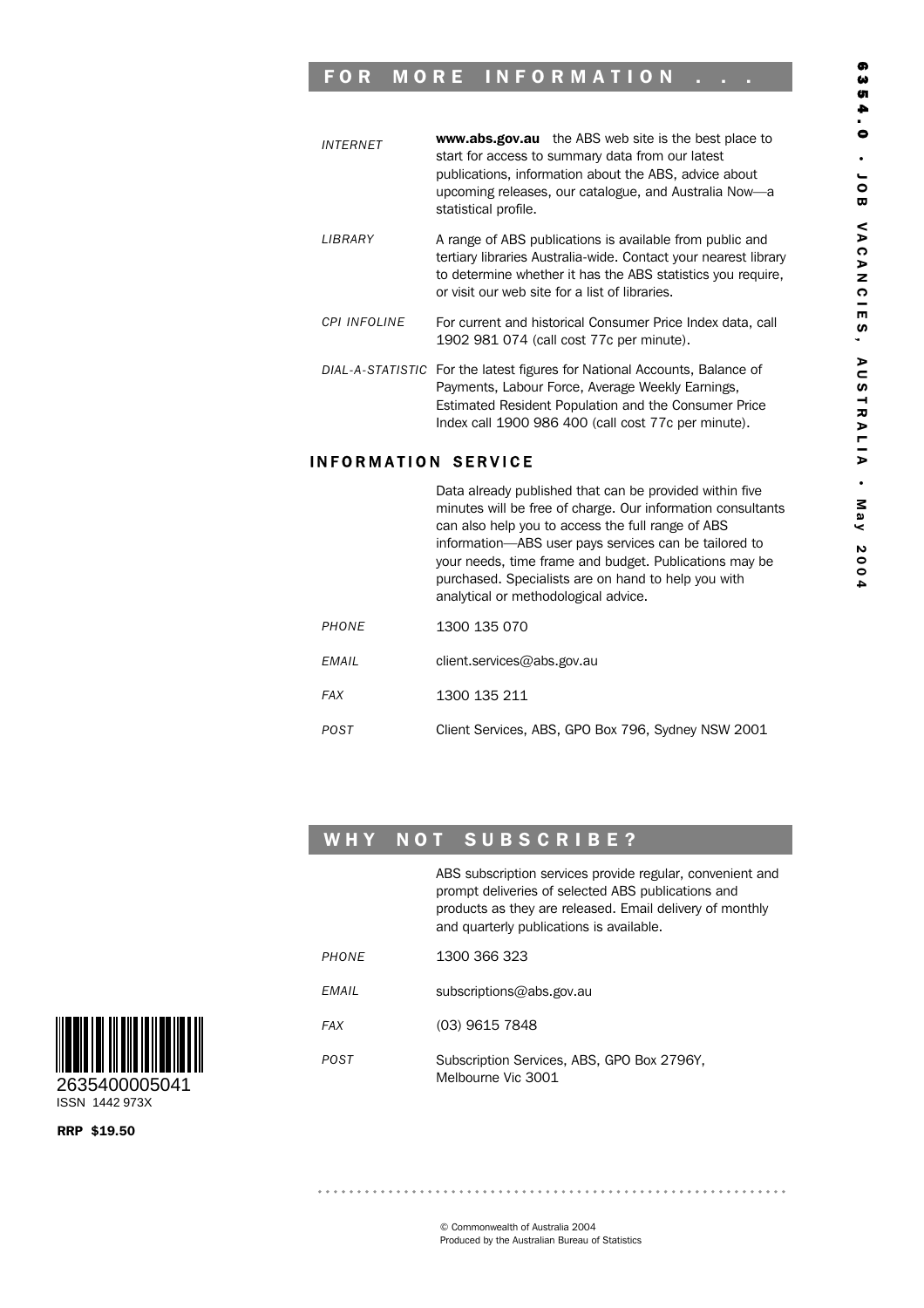## FOR MORE INFORMATION . . .

*INTERNET* **www.abs.gov.au** the ABS web site is the best place to start for access to summary data from our latest publications, information about the ABS, advice about upcoming releases, our catalogue, and Australia Now—a statistical profile.

*LIBRARY* A range of ABS publications is available from public and tertiary libraries Australia-wide. Contact your nearest library to determine whether it has the ABS statistics you require, or visit our web site for a list of libraries.

*CPI INFOLINE* For current and historical Consumer Price Index data, call 1902 981 074 (call cost 77c per minute).

*DIAL-A-STATISTIC* For the latest figures for National Accounts, Balance of Payments, Labour Force, Average Weekly Earnings, Estimated Resident Population and the Consumer Price Index call 1900 986 400 (call cost 77c per minute).

### INFORMATION SERVICE

Data already published that can be provided within five minutes will be free of charge. Our information consultants can also help you to access the full range of ABS information—ABS user pays services can be tailored to your needs, time frame and budget. Publications may be purchased. Specialists are on hand to help you with analytical or methodological advice.

*PHONE* 1300 135 070

*EMAIL* client.services@abs.gov.au

*FAX* 1300 135 211

*POST* Client Services, ABS, GPO Box 796, Sydney NSW 2001

## WHY NOT SUBSCRIBE?

ABS subscription services provide regular, convenient and prompt deliveries of selected ABS publications and products as they are released. Email delivery of monthly and quarterly publications is available.

*PHONE* 1300 366 323

*EMAIL* subscriptions@abs.gov.au

*FAX* (03) 9615 7848

*POST* Subscription Services, ABS, GPO Box 2796Y, Melbourne Vic 3001

2635400005041

ISSN 1442 973X

**RRP $19.50**

© Commonwealth of Australia 2004
Produced by the Australian Bureau of Statistics